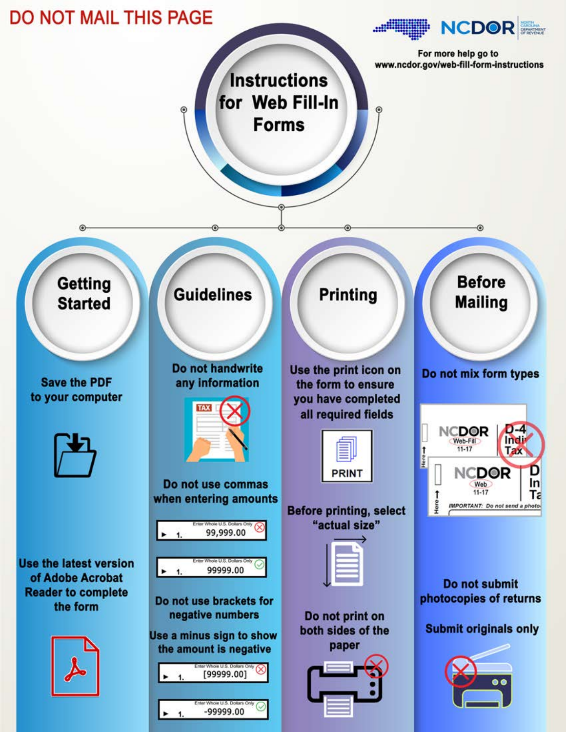DO NOT MAIL THIS PAGE

NCDOR North Carolina Department of Revenue

For more help go to www.ncdor.gov/web-fill-form-instructions

# Instructions for Web Fill-In Forms

## Getting Started

Save the PDF to your computer

Use the latest version of Adobe Acrobat Reader to complete the form

## Guidelines

Do not handwrite any information

Do not use commas when entering amounts

| Example | Entry | Status |
| --- | --- | --- |
| Enter Whole U.S. Dollars Only ► 1. | 99,999.00 | Incorrect |
| Enter Whole U.S. Dollars Only ► 1. | 99999.00 | Correct |

Do not use brackets for negative numbers

Use a minus sign to show the amount is negative

| Example | Entry | Status |
| --- | --- | --- |
| Enter Whole U.S. Dollars Only ► 1. | [99999.00] | Incorrect |
| Enter Whole U.S. Dollars Only ► 1. | -99999.00 | Correct |

## Printing

Use the print icon on the form to ensure you have completed all required fields

PRINT

Before printing, select "actual size"

Do not print on both sides of the paper

## Before Mailing

Do not mix form types

Do not submit photocopies of returns

Submit originals only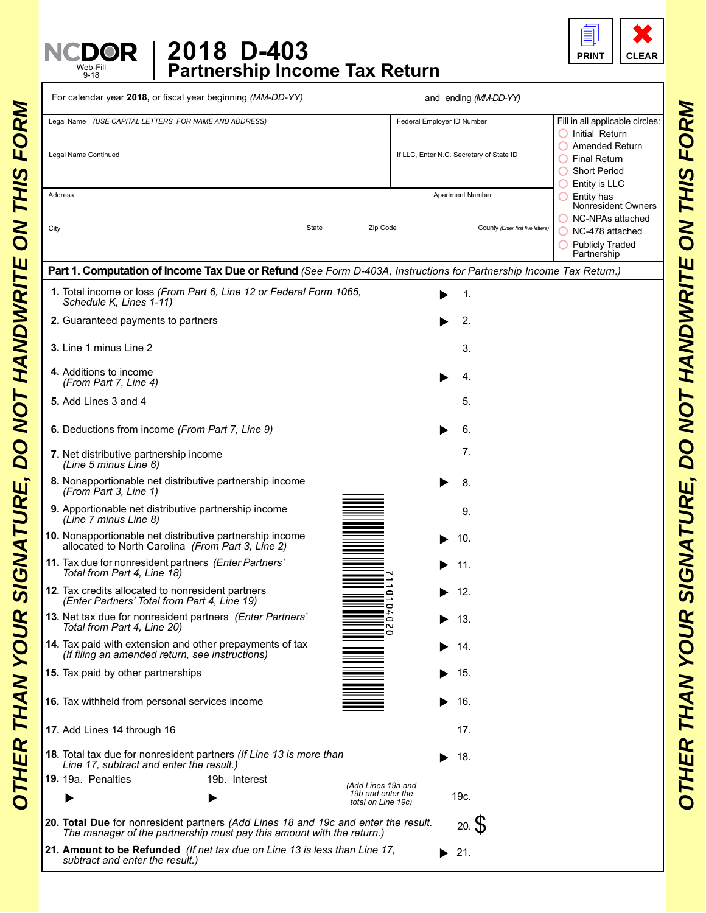OTHER THAN YOUR SIGNATURE, DO NOT HANDWRITE ON THIS FORM

NCDOR Web-Fill 9-18

# 2018 D-403
## Partnership Income Tax Return

PRINT | CLEAR

For calendar year **2018**, or fiscal year beginning *(MM-DD-YY)* and ending *(MM-DD-YY)*

Legal Name *(USE CAPITAL LETTERS FOR NAME AND ADDRESS)*

Legal Name Continued

Federal Employer ID Number

If LLC, Enter N.C. Secretary of State ID

Address

Apartment Number

City

State

Zip Code

County *(Enter first five letters)*

Fill in all applicable circles:
- Initial Return
- Amended Return
- Final Return
- Short Period
- Entity is LLC
- Entity has Nonresident Owners
- NC-NPAs attached
- NC-478 attached
- Publicly Traded Partnership

## Part 1. Computation of Income Tax Due or Refund *(See Form D-403A, Instructions for Partnership Income Tax Return.)*

**1.** Total income or loss *(From Part 6, Line 12 or Federal Form 1065, Schedule K, Lines 1-11)* ▶ 1.

**2.** Guaranteed payments to partners ▶ 2.

**3.** Line 1 minus Line 2 3.

**4.** Additions to income *(From Part 7, Line 4)* ▶ 4.

**5.** Add Lines 3 and 4 5.

**6.** Deductions from income *(From Part 7, Line 9)* ▶ 6.

**7.** Net distributive partnership income *(Line 5 minus Line 6)* 7.

**8.** Nonapportionable net distributive partnership income *(From Part 3, Line 1)* ▶ 8.

**9.** Apportionable net distributive partnership income *(Line 7 minus Line 8)* 9.

**10.** Nonapportionable net distributive partnership income allocated to North Carolina *(From Part 3, Line 2)* ▶ 10.

**11.** Tax due for nonresident partners *(Enter Partners' Total from Part 4, Line 18)* ▶ 11.

**12.** Tax credits allocated to nonresident partners *(Enter Partners' Total from Part 4, Line 19)* ▶ 12.

**13.** Net tax due for nonresident partners *(Enter Partners' Total from Part 4, Line 20)* ▶ 13.

**14.** Tax paid with extension and other prepayments of tax *(If filing an amended return, see instructions)* ▶ 14.

**15.** Tax paid by other partnerships ▶ 15.

**16.** Tax withheld from personal services income ▶ 16.

**17.** Add Lines 14 through 16 17.

**18.** Total tax due for nonresident partners *(If Line 13 is more than Line 17, subtract and enter the result.)* ▶ 18.

**19.** 19a. Penalties ▶ 19b. Interest ▶ *(Add Lines 19a and 19b and enter the total on Line 19c)* 19c.

**20. Total Due** for nonresident partners *(Add Lines 18 and 19c and enter the result. The manager of the partnership must pay this amount with the return.)* 20. $

**21. Amount to be Refunded** *(If net tax due on Line 13 is less than Line 17, subtract and enter the result.)* ▶ 21.

7110104020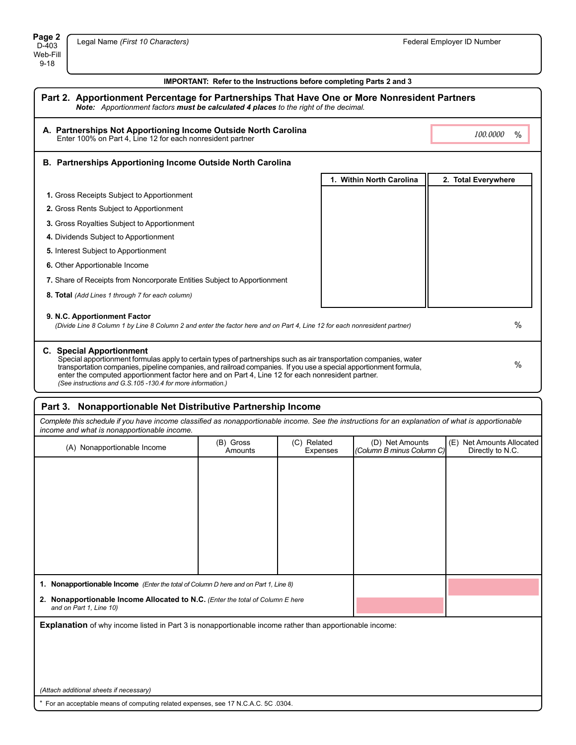Page 2
D-403
Web-Fill
9-18

Legal Name *(First 10 Characters)* | Federal Employer ID Number

**IMPORTANT: Refer to the Instructions before completing Parts 2 and 3**

## Part 2. Apportionment Percentage for Partnerships That Have One or More Nonresident Partners

***Note:*** *Apportionment factors* ***must be calculated 4 places*** *to the right of the decimal.*

### A. Partnerships Not Apportioning Income Outside North Carolina

Enter 100% on Part 4, Line 12 for each nonresident partner

*100.0000* %

### B. Partnerships Apportioning Income Outside North Carolina

| | 1. Within North Carolina | 2. Total Everywhere |
|---|---|---|
| **1.** Gross Receipts Subject to Apportionment | | |
| **2.** Gross Rents Subject to Apportionment | | |
| **3.** Gross Royalties Subject to Apportionment | | |
| **4.** Dividends Subject to Apportionment | | |
| **5.** Interest Subject to Apportionment | | |
| **6.** Other Apportionable Income | | |
| **7.** Share of Receipts from Noncorporate Entities Subject to Apportionment | | |
| **8. Total** *(Add Lines 1 through 7 for each column)* | | |

**9. N.C. Apportionment Factor**
*(Divide Line 8 Column 1 by Line 8 Column 2 and enter the factor here and on Part 4, Line 12 for each nonresident partner)* %

### C. Special Apportionment

Special apportionment formulas apply to certain types of partnerships such as air transportation companies, water transportation companies, pipeline companies, and railroad companies. If you use a special apportionment formula, enter the computed apportionment factor here and on Part 4, Line 12 for each nonresident partner. %
*(See instructions and G.S.105 -130.4 for more information.)*

## Part 3. Nonapportionable Net Distributive Partnership Income

*Complete this schedule if you have income classified as nonapportionable income. See the instructions for an explanation of what is apportionable income and what is nonapportionable income.*

| (A) Nonapportionable Income | (B) Gross Amounts | (C) Related Expenses | (D) Net Amounts *(Column B minus Column C)* | (E) Net Amounts Allocated Directly to N.C. |
|---|---|---|---|---|
| | | | | |
| **1. Nonapportionable Income** *(Enter the total of Column D here and on Part 1, Line 8)* | | | | |
| **2. Nonapportionable Income Allocated to N.C.** *(Enter the total of Column E here and on Part 1, Line 10)* | | | | |

**Explanation** of why income listed in Part 3 is nonapportionable income rather than apportionable income:

*(Attach additional sheets if necessary)*

\* For an acceptable means of computing related expenses, see 17 N.C.A.C. 5C .0304.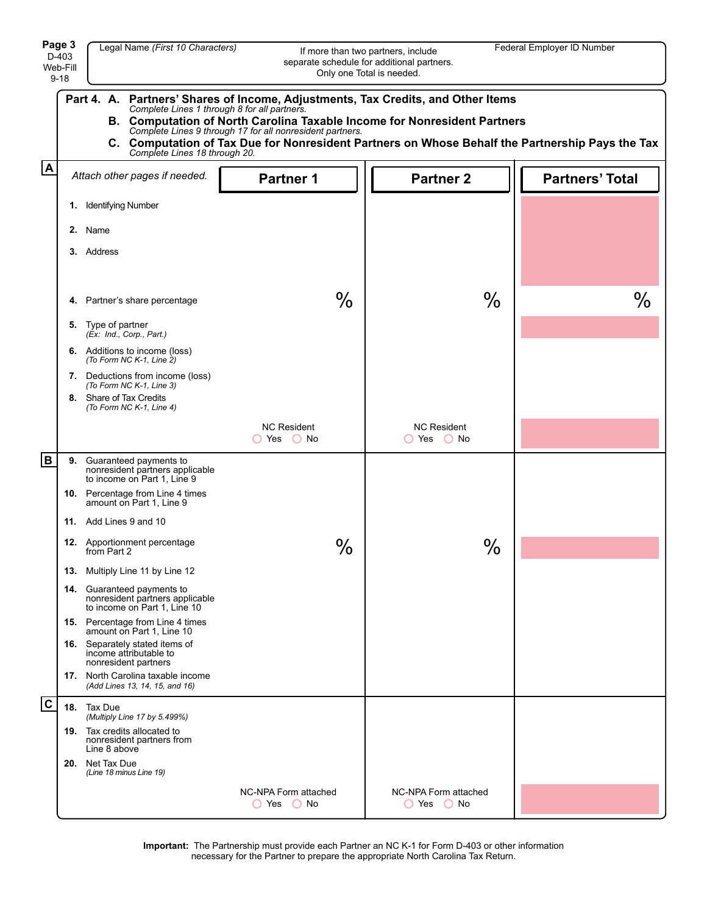Page 3
D-403
Web-Fill
9-18

Legal Name *(First 10 Characters)*

If more than two partners, include separate schedule for additional partners. Only one Total is needed.

Federal Employer ID Number

## Part 4.

**A. Partners' Shares of Income, Adjustments, Tax Credits, and Other Items**
*Complete Lines 1 through 8 for all partners.*

**B. Computation of North Carolina Taxable Income for Nonresident Partners**
*Complete Lines 9 through 17 for all nonresident partners.*

**C. Computation of Tax Due for Nonresident Partners on Whose Behalf the Partnership Pays the Tax**
*Complete Lines 18 through 20.*

| | *Attach other pages if needed.* | **Partner 1** | **Partner 2** | **Partners' Total** |
|---|---|---|---|---|
| **A** | **1.** Identifying Number | | | |
| | **2.** Name | | | |
| | **3.** Address | | | |
| | **4.** Partner's share percentage | % | % | % |
| | **5.** Type of partner *(Ex: Ind., Corp., Part.)* | | | |
| | **6.** Additions to income (loss) *(To Form NC K-1, Line 2)* | | | |
| | **7.** Deductions from income (loss) *(To Form NC K-1, Line 3)* | | | |
| | **8.** Share of Tax Credits *(To Form NC K-1, Line 4)* | | | |
| | | NC Resident ◯ Yes ◯ No | NC Resident ◯ Yes ◯ No | |
| **B** | **9.** Guaranteed payments to nonresident partners applicable to income on Part 1, Line 9 | | | |
| | **10.** Percentage from Line 4 times amount on Part 1, Line 9 | | | |
| | **11.** Add Lines 9 and 10 | | | |
| | **12.** Apportionment percentage from Part 2 | % | % | |
| | **13.** Multiply Line 11 by Line 12 | | | |
| | **14.** Guaranteed payments to nonresident partners applicable to income on Part 1, Line 10 | | | |
| | **15.** Percentage from Line 4 times amount on Part 1, Line 10 | | | |
| | **16.** Separately stated items of income attributable to nonresident partners | | | |
| | **17.** North Carolina taxable income *(Add Lines 13, 14, 15, and 16)* | | | |
| **C** | **18.** Tax Due *(Multiply Line 17 by 5.499%)* | | | |
| | **19.** Tax credits allocated to nonresident partners from Line 8 above | | | |
| | **20.** Net Tax Due *(Line 18 minus Line 19)* | | | |
| | | NC-NPA Form attached ◯ Yes ◯ No | NC-NPA Form attached ◯ Yes ◯ No | |

**Important:** The Partnership must provide each Partner an NC K-1 for Form D-403 or other information necessary for the Partner to prepare the appropriate North Carolina Tax Return.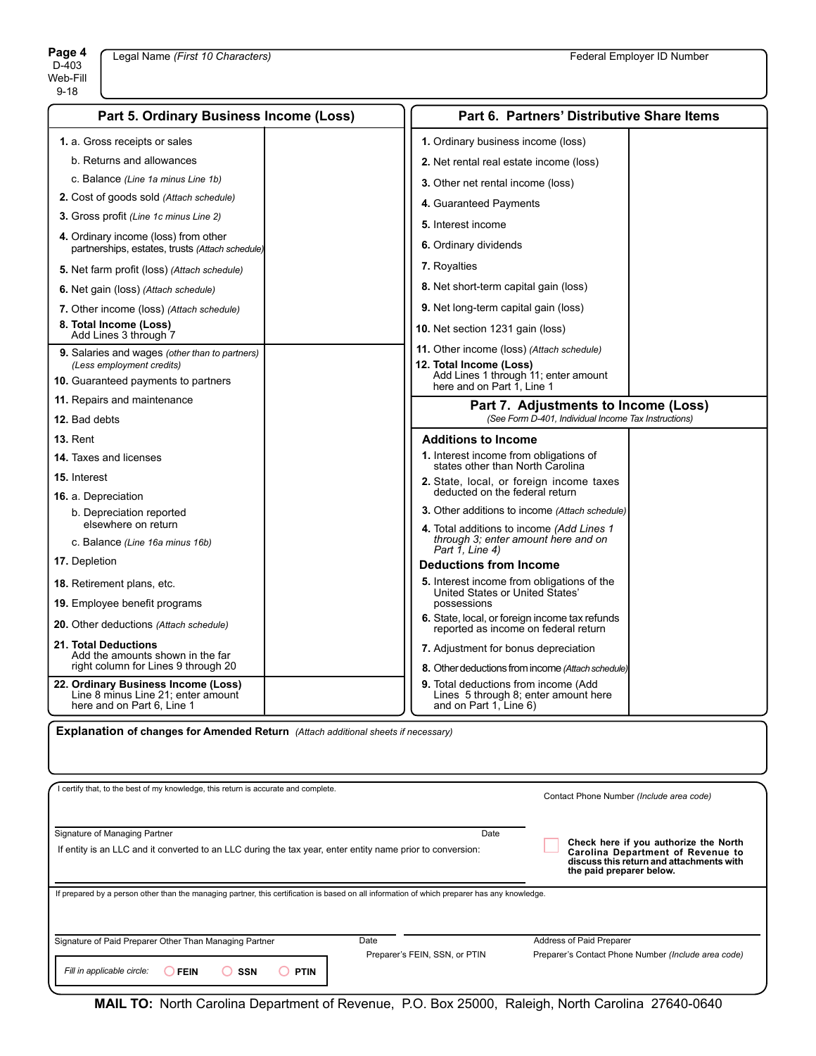Page 4
D-403
Web-Fill
9-18

Legal Name *(First 10 Characters)*

Federal Employer ID Number

## Part 5. Ordinary Business Income (Loss)

| | |
|---|---|
| **1.** a. Gross receipts or sales | |
| b. Returns and allowances | |
| c. Balance *(Line 1a minus Line 1b)* | |
| **2.** Cost of goods sold *(Attach schedule)* | |
| **3.** Gross profit *(Line 1c minus Line 2)* | |
| **4.** Ordinary income (loss) from other partnerships, estates, trusts *(Attach schedule)* | |
| **5.** Net farm profit (loss) *(Attach schedule)* | |
| **6.** Net gain (loss) *(Attach schedule)* | |
| **7.** Other income (loss) *(Attach schedule)* | |
| **8. Total Income (Loss)** Add Lines 3 through 7 | |
| **9.** Salaries and wages *(other than to partners) (Less employment credits)* | |
| **10.** Guaranteed payments to partners | |
| **11.** Repairs and maintenance | |
| **12.** Bad debts | |
| **13.** Rent | |
| **14.** Taxes and licenses | |
| **15.** Interest | |
| **16.** a. Depreciation | |
| b. Depreciation reported elsewhere on return | |
| c. Balance *(Line 16a minus 16b)* | |
| **17.** Depletion | |
| **18.** Retirement plans, etc. | |
| **19.** Employee benefit programs | |
| **20.** Other deductions *(Attach schedule)* | |
| **21. Total Deductions** Add the amounts shown in the far right column for Lines 9 through 20 | |
| **22. Ordinary Business Income (Loss)** Line 8 minus Line 21; enter amount here and on Part 6, Line 1 | |

## Part 6. Partners' Distributive Share Items

| | |
|---|---|
| **1.** Ordinary business income (loss) | |
| **2.** Net rental real estate income (loss) | |
| **3.** Other net rental income (loss) | |
| **4.** Guaranteed Payments | |
| **5.** Interest income | |
| **6.** Ordinary dividends | |
| **7.** Royalties | |
| **8.** Net short-term capital gain (loss) | |
| **9.** Net long-term capital gain (loss) | |
| **10.** Net section 1231 gain (loss) | |
| **11.** Other income (loss) *(Attach schedule)* | |
| **12. Total Income (Loss)** Add Lines 1 through 11; enter amount here and on Part 1, Line 1 | |

## Part 7. Adjustments to Income (Loss)

*(See Form D-401, Individual Income Tax Instructions)*

| | |
|---|---|
| **Additions to Income** | |
| **1.** Interest income from obligations of states other than North Carolina | |
| **2.** State, local, or foreign income taxes deducted on the federal return | |
| **3.** Other additions to income *(Attach schedule)* | |
| **4.** Total additions to income *(Add Lines 1 through 3; enter amount here and on Part 1, Line 4)* | |
| **Deductions from Income** | |
| **5.** Interest income from obligations of the United States or United States' possessions | |
| **6.** State, local, or foreign income tax refunds reported as income on federal return | |
| **7.** Adjustment for bonus depreciation | |
| **8.** Other deductions from income *(Attach schedule)* | |
| **9.** Total deductions from income (Add Lines 5 through 8; enter amount here and on Part 1, Line 6) | |

**Explanation of changes for Amended Return** *(Attach additional sheets if necessary)*

I certify that, to the best of my knowledge, this return is accurate and complete.

Signature of Managing Partner — Date

Contact Phone Number *(Include area code)*

If entity is an LLC and it converted to an LLC during the tax year, enter entity name prior to conversion:

☐ **Check here if you authorize the North Carolina Department of Revenue to discuss this return and attachments with the paid preparer below.**

If prepared by a person other than the managing partner, this certification is based on all information of which preparer has any knowledge.

Signature of Paid Preparer Other Than Managing Partner — Date

Preparer's FEIN, SSN, or PTIN

Address of Paid Preparer

Preparer's Contact Phone Number *(Include area code)*

*Fill in applicable circle:* ○ FEIN ○ SSN ○ PTIN

**MAIL TO:** North Carolina Department of Revenue, P.O. Box 25000, Raleigh, North Carolina 27640-0640